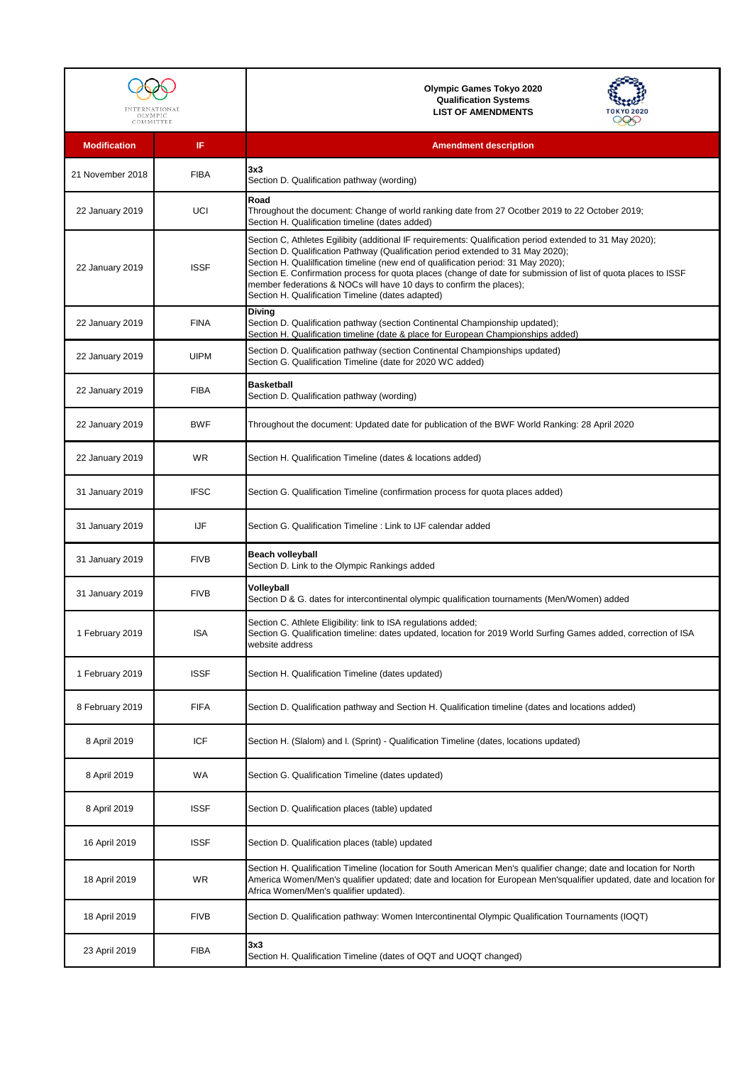**Olympic Games Tokyo 2020**
**Qualification Systems**
**LIST OF AMENDMENTS**

| Modification | IF | Amendment description |
|---|---|---|
| 21 November 2018 | FIBA | **3x3**<br>Section D. Qualification pathway (wording) |
| 22 January 2019 | UCI | **Road**<br>Throughout the document: Change of world ranking date from 27 Ocotber 2019 to 22 October 2019;<br>Section H. Qualification timeline (dates added) |
| 22 January 2019 | ISSF | Section C, Athletes Egilibity (additional IF requirements: Qualification period extended to 31 May 2020);<br>Section D. Qualification Pathway (Qualification period extended to 31 May 2020);<br>Section H. Quailification timeline (new end of qualification period: 31 May 2020);<br>Section E. Confirmation process for quota places (change of date for submission of list of quota places to ISSF member federations & NOCs will have 10 days to confirm the places);<br>Section H. Qualification Timeline (dates adapted) |
| 22 January 2019 | FINA | **Diving**<br>Section D. Qualification pathway (section Continental Championship updated);<br>Section H. Qualification timeline (date & place for European Championships added) |
| 22 January 2019 | UIPM | Section D. Qualification pathway (section Continental Championships updated)<br>Section G. Qualification Timeline (date for 2020 WC added) |
| 22 January 2019 | FIBA | **Basketball**<br>Section D. Qualification pathway (wording) |
| 22 January 2019 | BWF | Throughout the document: Updated date for publication of the BWF World Ranking: 28 April 2020 |
| 22 January 2019 | WR | Section H. Qualification Timeline (dates & locations added) |
| 31 January 2019 | IFSC | Section G. Qualification Timeline (confirmation process for quota places added) |
| 31 January 2019 | IJF | Section G. Qualification Timeline : Link to IJF calendar added |
| 31 January 2019 | FIVB | **Beach volleyball**<br>Section D. Link to the Olympic Rankings added |
| 31 January 2019 | FIVB | **Volleyball**<br>Section D & G. dates for intercontinental olympic qualification tournaments (Men/Women) added |
| 1 February 2019 | ISA | Section C. Athlete Eligibility: link to ISA regulations added;<br>Section G. Qualification timeline: dates updated, location for 2019 World Surfing Games added, correction of ISA website address |
| 1 February 2019 | ISSF | Section H. Qualification Timeline (dates updated) |
| 8 February 2019 | FIFA | Section D. Qualification pathway and Section H. Qualification timeline (dates and locations added) |
| 8 April 2019 | ICF | Section H. (Slalom) and I. (Sprint) - Qualification Timeline (dates, locations updated) |
| 8 April 2019 | WA | Section G. Qualification Timeline (dates updated) |
| 8 April 2019 | ISSF | Section D. Qualification places (table) updated |
| 16 April 2019 | ISSF | Section D. Qualification places (table) updated |
| 18 April 2019 | WR | Section H. Qualification Timeline (location for South American Men's qualifier change; date and location for North America Women/Men's qualifier updated; date and location for European Men'squalifier updated, date and location for Africa Women/Men's qualifier updated). |
| 18 April 2019 | FIVB | Section D. Qualification pathway: Women Intercontinental Olympic Qualification Tournaments (IOQT) |
| 23 April 2019 | FIBA | **3x3**<br>Section H. Qualification Timeline (dates of OQT and UOQT changed) |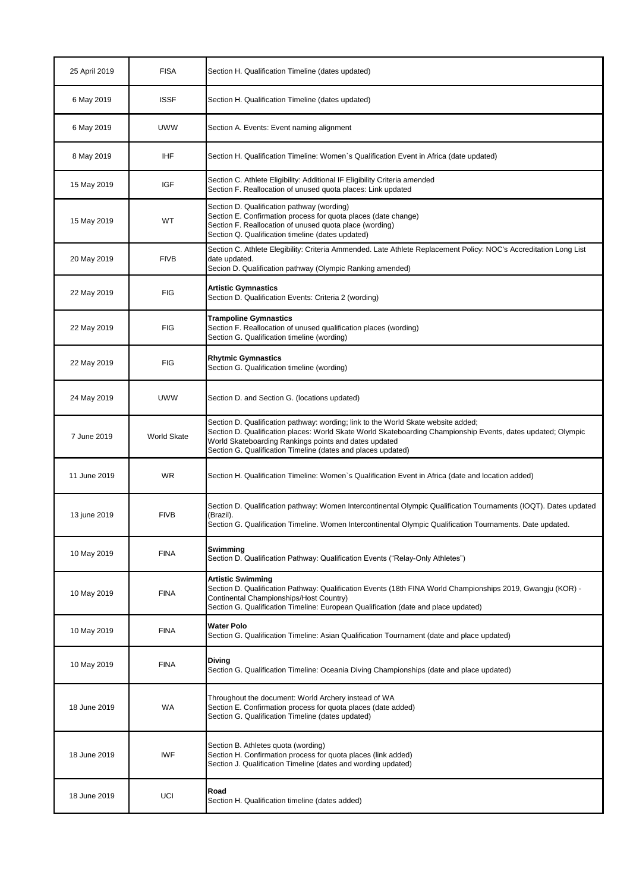| | | |
|---|---|---|
| 25 April 2019 | FISA | Section H. Qualification Timeline (dates updated) |
| 6 May 2019 | ISSF | Section H. Qualification Timeline (dates updated) |
| 6 May 2019 | UWW | Section A. Events: Event naming alignment |
| 8 May 2019 | IHF | Section H. Qualification Timeline: Women`s Qualification Event in Africa (date updated) |
| 15 May 2019 | IGF | Section C. Athlete Eligibility: Additional IF Eligibility Criteria amended<br>Section F. Reallocation of unused quota places: Link updated |
| 15 May 2019 | WT | Section D. Qualification pathway (wording)<br>Section E. Confirmation process for quota places (date change)<br>Section F. Reallocation of unused quota place (wording)<br>Section Q. Qualification timeline (dates updated) |
| 20 May 2019 | FIVB | Section C. Athlete Elegibility: Criteria Ammended. Late Athlete Replacement Policy: NOC's Accreditation Long List date updated.<br>Secion D. Qualification pathway (Olympic Ranking amended) |
| 22 May 2019 | FIG | **Artistic Gymnastics**<br>Section D. Qualification Events: Criteria 2 (wording) |
| 22 May 2019 | FIG | **Trampoline Gymnastics**<br>Section F. Reallocation of unused qualification places (wording)<br>Section G. Qualification timeline (wording) |
| 22 May 2019 | FIG | **Rhytmic Gymnastics**<br>Section G. Qualification timeline (wording) |
| 24 May 2019 | UWW | Section D. and Section G. (locations updated) |
| 7 June 2019 | World Skate | Section D. Qualification pathway: wording; link to the World Skate website added;<br>Section D. Qualification places: World Skate World Skateboarding Championship Events, dates updated; Olympic World Skateboarding Rankings points and dates updated<br>Section G. Qualification Timeline (dates and places updated) |
| 11 June 2019 | WR | Section H. Qualification Timeline: Women`s Qualification Event in Africa (date and location added) |
| 13 june 2019 | FIVB | Section D. Qualification pathway: Women Intercontinental Olympic Qualification Tournaments (IOQT). Dates updated (Brazil).<br>Section G. Qualification Timeline. Women Intercontinental Olympic Qualification Tournaments. Date updated. |
| 10 May 2019 | FINA | **Swimming**<br>Section D. Qualification Pathway: Qualification Events ("Relay-Only Athletes") |
| 10 May 2019 | FINA | **Artistic Swimming**<br>Section D. Qualification Pathway: Qualification Events (18th FINA World Championships 2019, Gwangju (KOR) - Continental Championships/Host Country)<br>Section G. Qualification Timeline: European Qualification (date and place updated) |
| 10 May 2019 | FINA | **Water Polo**<br>Section G. Qualification Timeline: Asian Qualification Tournament (date and place updated) |
| 10 May 2019 | FINA | **Diving**<br>Section G. Qualification Timeline: Oceania Diving Championships (date and place updated) |
| 18 June 2019 | WA | Throughout the document: World Archery instead of WA<br>Section E. Confirmation process for quota places (date added)<br>Section G. Qualification Timeline (dates updated) |
| 18 June 2019 | IWF | Section B. Athletes quota (wording)<br>Section H. Confirmation process for quota places (link added)<br>Section J. Qualification Timeline (dates and wording updated) |
| 18 June 2019 | UCI | **Road**<br>Section H. Qualification timeline (dates added) |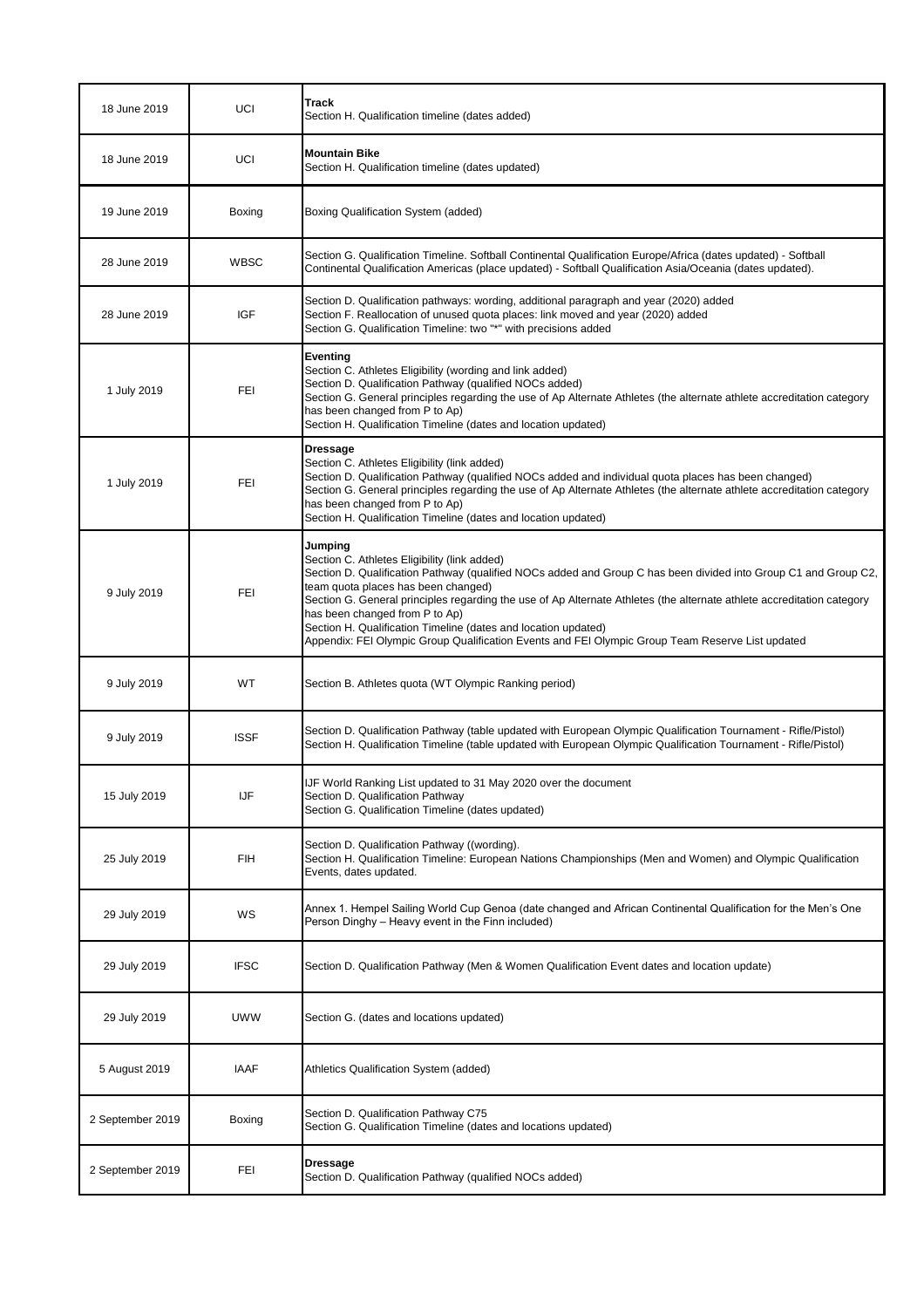| | | |
|---|---|---|
| 18 June 2019 | UCI | **Track**<br>Section H. Qualification timeline (dates added) |
| 18 June 2019 | UCI | **Mountain Bike**<br>Section H. Qualification timeline (dates updated) |
| 19 June 2019 | Boxing | Boxing Qualification System (added) |
| 28 June 2019 | WBSC | Section G. Qualification Timeline. Softball Continental Qualification Europe/Africa (dates updated) - Softball Continental Qualification Americas (place updated) - Softball Qualification Asia/Oceania (dates updated). |
| 28 June 2019 | IGF | Section D. Qualification pathways: wording, additional paragraph and year (2020) added<br>Section F. Reallocation of unused quota places: link moved and year (2020) added<br>Section G. Qualification Timeline: two "*" with precisions added |
| 1 July 2019 | FEI | **Eventing**<br>Section C. Athletes Eligibility (wording and link added)<br>Section D. Qualification Pathway (qualified NOCs added)<br>Section G. General principles regarding the use of Ap Alternate Athletes (the alternate athlete accreditation category has been changed from P to Ap)<br>Section H. Qualification Timeline (dates and location updated) |
| 1 July 2019 | FEI | **Dressage**<br>Section C. Athletes Eligibility (link added)<br>Section D. Qualification Pathway (qualified NOCs added and individual quota places has been changed)<br>Section G. General principles regarding the use of Ap Alternate Athletes (the alternate athlete accreditation category has been changed from P to Ap)<br>Section H. Qualification Timeline (dates and location updated) |
| 9 July 2019 | FEI | **Jumping**<br>Section C. Athletes Eligibility (link added)<br>Section D. Qualification Pathway (qualified NOCs added and Group C has been divided into Group C1 and Group C2, team quota places has been changed)<br>Section G. General principles regarding the use of Ap Alternate Athletes (the alternate athlete accreditation category has been changed from P to Ap)<br>Section H. Qualification Timeline (dates and location updated)<br>Appendix: FEI Olympic Group Qualification Events and FEI Olympic Group Team Reserve List updated |
| 9 July 2019 | WT | Section B. Athletes quota (WT Olympic Ranking period) |
| 9 July 2019 | ISSF | Section D. Qualification Pathway (table updated with European Olympic Qualification Tournament - Rifle/Pistol)<br>Section H. Qualification Timeline (table updated with European Olympic Qualification Tournament - Rifle/Pistol) |
| 15 July 2019 | IJF | IJF World Ranking List updated to 31 May 2020 over the document<br>Section D. Qualification Pathway<br>Section G. Qualification Timeline (dates updated) |
| 25 July 2019 | FIH | Section D. Qualification Pathway ((wording).<br>Section H. Qualification Timeline: European Nations Championships (Men and Women) and Olympic Qualification Events, dates updated. |
| 29 July 2019 | WS | Annex 1. Hempel Sailing World Cup Genoa (date changed and African Continental Qualification for the Men's One Person Dinghy – Heavy event in the Finn included) |
| 29 July 2019 | IFSC | Section D. Qualification Pathway (Men & Women Qualification Event dates and location update) |
| 29 July 2019 | UWW | Section G. (dates and locations updated) |
| 5 August 2019 | IAAF | Athletics Qualification System (added) |
| 2 September 2019 | Boxing | Section D. Qualification Pathway C75<br>Section G. Qualification Timeline (dates and locations updated) |
| 2 September 2019 | FEI | **Dressage**<br>Section D. Qualification Pathway (qualified NOCs added) |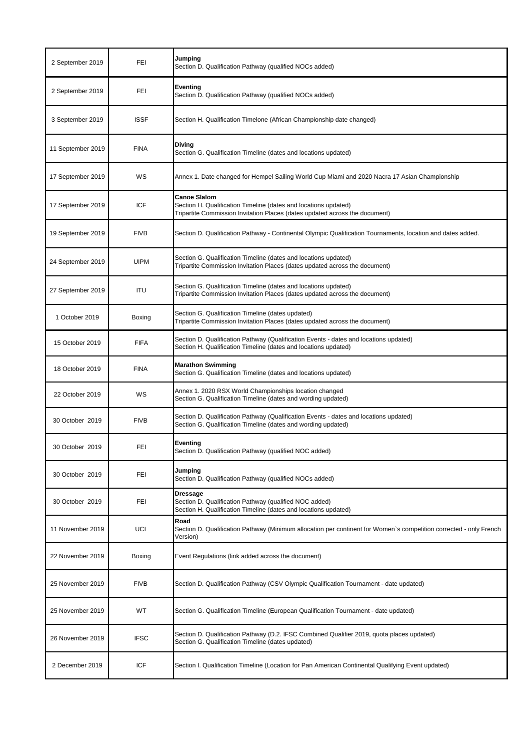| | | |
|---|---|---|
| 2 September 2019 | FEI | **Jumping**<br>Section D. Qualification Pathway (qualified NOCs added) |
| 2 September 2019 | FEI | **Eventing**<br>Section D. Qualification Pathway (qualified NOCs added) |
| 3 September 2019 | ISSF | Section H. Qualification Timelone (African Championship date changed) |
| 11 September 2019 | FINA | **Diving**<br>Section G. Qualification Timeline (dates and locations updated) |
| 17 September 2019 | WS | Annex 1. Date changed for Hempel Sailing World Cup Miami and 2020 Nacra 17 Asian Championship |
| 17 September 2019 | ICF | **Canoe Slalom**<br>Section H. Qualification Timeline (dates and locations updated)<br>Tripartite Commission Invitation Places (dates updated across the document) |
| 19 September 2019 | FIVB | Section D. Qualification Pathway - Continental Olympic Qualification Tournaments, location and dates added. |
| 24 September 2019 | UIPM | Section G. Qualification Timeline (dates and locations updated)<br>Tripartite Commission Invitation Places (dates updated across the document) |
| 27 September 2019 | ITU | Section G. Qualification Timeline (dates and locations updated)<br>Tripartite Commission Invitation Places (dates updated across the document) |
| 1 October 2019 | Boxing | Section G. Qualification Timeline (dates updated)<br>Tripartite Commission Invitation Places (dates updated across the document) |
| 15 October 2019 | FIFA | Section D. Qualification Pathway (Qualification Events - dates and locations updated)<br>Section H. Qualification Timeline (dates and locations updated) |
| 18 October 2019 | FINA | **Marathon Swimming**<br>Section G. Qualification Timeline (dates and locations updated) |
| 22 October 2019 | WS | Annex 1. 2020 RSX World Championships location changed<br>Section G. Qualification Timeline (dates and wording updated) |
| 30 October 2019 | FIVB | Section D. Qualification Pathway (Qualification Events - dates and locations updated)<br>Section G. Qualification Timeline (dates and wording updated) |
| 30 October 2019 | FEI | **Eventing**<br>Section D. Qualification Pathway (qualified NOC added) |
| 30 October 2019 | FEI | **Jumping**<br>Section D. Qualification Pathway (qualified NOCs added) |
| 30 October 2019 | FEI | **Dressage**<br>Section D. Qualification Pathway (qualified NOC added)<br>Section H. Qualification Timeline (dates and locations updated) |
| 11 November 2019 | UCI | **Road**<br>Section D. Qualification Pathway (Minimum allocation per continent for Women`s competition corrected - only French Version) |
| 22 November 2019 | Boxing | Event Regulations (link added across the document) |
| 25 November 2019 | FIVB | Section D. Qualification Pathway (CSV Olympic Qualification Tournament - date updated) |
| 25 November 2019 | WT | Section G. Qualification Timeline (European Qualification Tournament - date updated) |
| 26 November 2019 | IFSC | Section D. Qualification Pathway (D.2. IFSC Combined Qualifier 2019, quota places updated)<br>Section G. Qualification Timeline (dates updated) |
| 2 December 2019 | ICF | Section I. Qualification Timeline (Location for Pan American Continental Qualifying Event updated) |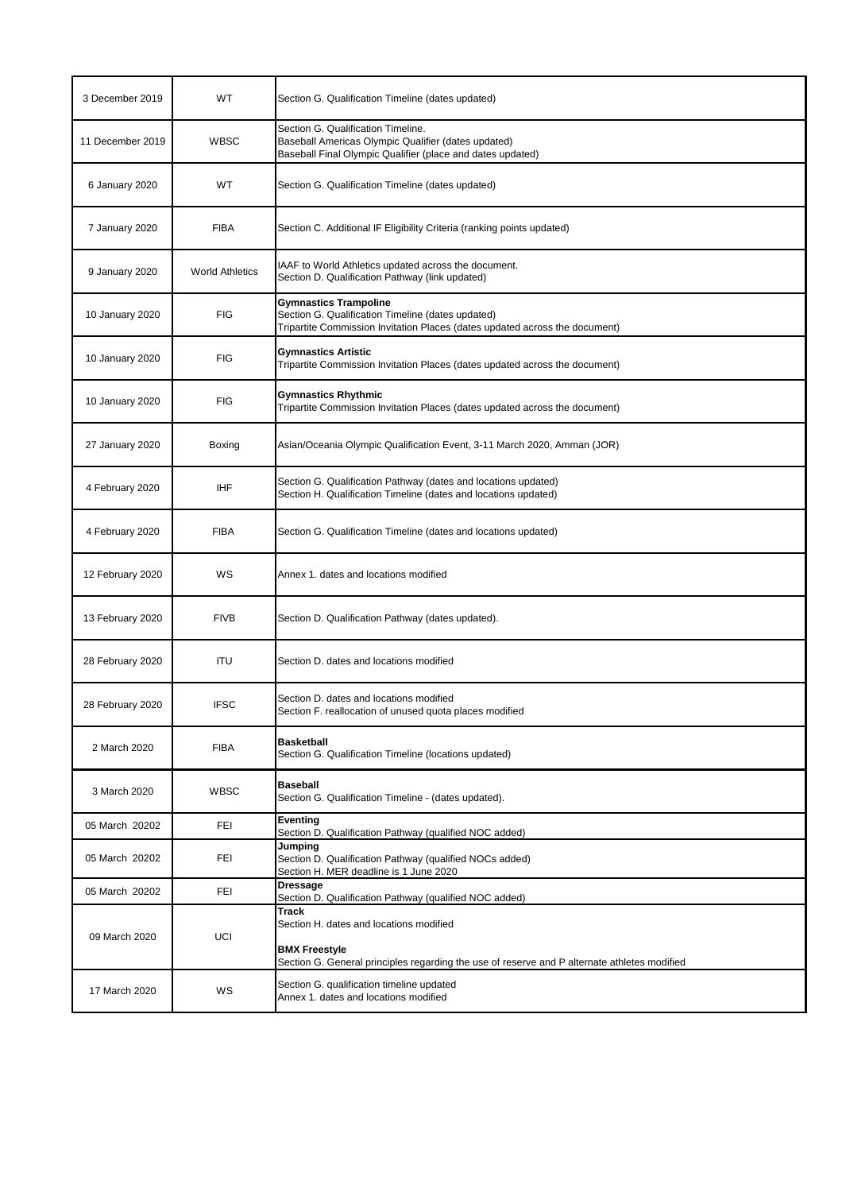| | | |
|---|---|---|
| 3 December 2019 | WT | Section G. Qualification Timeline (dates updated) |
| 11 December 2019 | WBSC | Section G. Qualification Timeline.<br>Baseball Americas Olympic Qualifier (dates updated)<br>Baseball Final Olympic Qualifier (place and dates updated) |
| 6 January 2020 | WT | Section G. Qualification Timeline (dates updated) |
| 7 January 2020 | FIBA | Section C. Additional IF Eligibility Criteria (ranking points updated) |
| 9 January 2020 | World Athletics | IAAF to World Athletics updated across the document.<br>Section D. Qualification Pathway (link updated) |
| 10 January 2020 | FIG | **Gymnastics Trampoline**<br>Section G. Qualification Timeline (dates updated)<br>Tripartite Commission Invitation Places (dates updated across the document) |
| 10 January 2020 | FIG | **Gymnastics Artistic**<br>Tripartite Commission Invitation Places (dates updated across the document) |
| 10 January 2020 | FIG | **Gymnastics Rhythmic**<br>Tripartite Commission Invitation Places (dates updated across the document) |
| 27 January 2020 | Boxing | Asian/Oceania Olympic Qualification Event, 3-11 March 2020, Amman (JOR) |
| 4 February 2020 | IHF | Section G. Qualification Pathway (dates and locations updated)<br>Section H. Qualification Timeline (dates and locations updated) |
| 4 February 2020 | FIBA | Section G. Qualification Timeline (dates and locations updated) |
| 12 February 2020 | WS | Annex 1. dates and locations modified |
| 13 February 2020 | FIVB | Section D. Qualification Pathway (dates updated). |
| 28 February 2020 | ITU | Section D. dates and locations modified |
| 28 February 2020 | IFSC | Section D. dates and locations modified<br>Section F. reallocation of unused quota places modified |
| 2 March 2020 | FIBA | **Basketball**<br>Section G. Qualification Timeline (locations updated) |
| 3 March 2020 | WBSC | **Baseball**<br>Section G. Qualification Timeline - (dates updated). |
| 05 March 20202 | FEI | **Eventing**<br>Section D. Qualification Pathway (qualified NOC added) |
| 05 March 20202 | FEI | **Jumping**<br>Section D. Qualification Pathway (qualified NOCs added)<br>Section H. MER deadline is 1 June 2020 |
| 05 March 20202 | FEI | **Dressage**<br>Section D. Qualification Pathway (qualified NOC added) |
| 09 March 2020 | UCI | **Track**<br>Section H. dates and locations modified<br><br>**BMX Freestyle**<br>Section G. General principles regarding the use of reserve and P alternate athletes modified |
| 17 March 2020 | WS | Section G. qualification timeline updated<br>Annex 1. dates and locations modified |